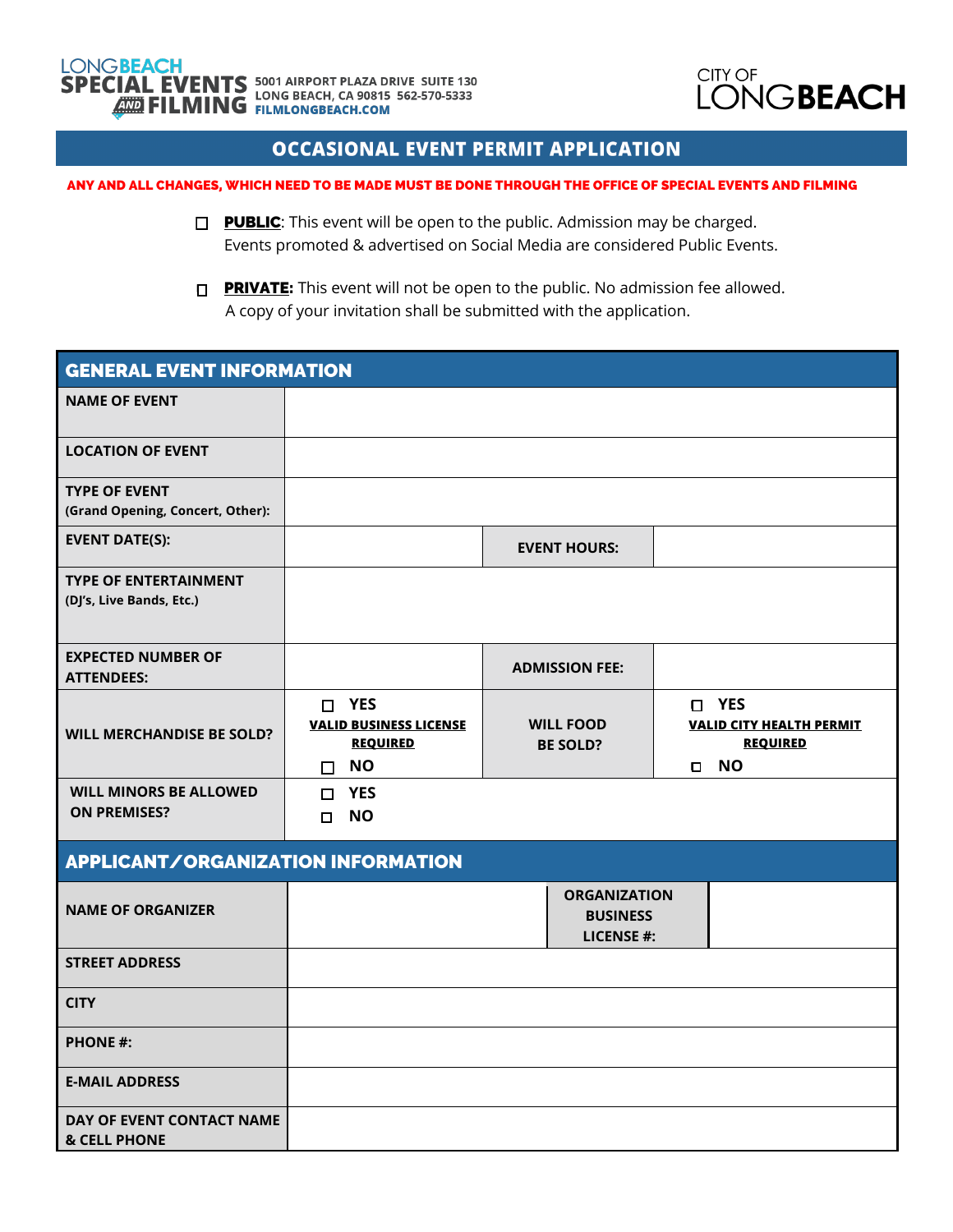LONGBEACH
SPECIAL EVENTS AND FILMING
5001 AIRPORT PLAZA DRIVE SUITE 130
LONG BEACH, CA 90815 562-570-5333
FILMLONGBEACH.COM

CITY OF LONGBEACH

# OCCASIONAL EVENT PERMIT APPLICATION

**ANY AND ALL CHANGES, WHICH NEED TO BE MADE MUST BE DONE THROUGH THE OFFICE OF SPECIAL EVENTS AND FILMING**

☐ **PUBLIC**: This event will be open to the public. Admission may be charged. Events promoted & advertised on Social Media are considered Public Events.

☐ **PRIVATE:** This event will not be open to the public. No admission fee allowed. A copy of your invitation shall be submitted with the application.

## GENERAL EVENT INFORMATION

| | | | |
|---|---|---|---|
| **NAME OF EVENT** | | | |
| **LOCATION OF EVENT** | | | |
| **TYPE OF EVENT (Grand Opening, Concert, Other):** | | | |
| **EVENT DATE(S):** | | **EVENT HOURS:** | |
| **TYPE OF ENTERTAINMENT (DJ's, Live Bands, Etc.)** | | | |
| **EXPECTED NUMBER OF ATTENDEES:** | | **ADMISSION FEE:** | |
| **WILL MERCHANDISE BE SOLD?** | ☐ **YES** **VALID BUSINESS LICENSE REQUIRED** ☐ **NO** | **WILL FOOD BE SOLD?** | ☐ **YES** **VALID CITY HEALTH PERMIT REQUIRED** ☐ **NO** |
| **WILL MINORS BE ALLOWED ON PREMISES?** | ☐ **YES** ☐ **NO** | | |

## APPLICANT/ORGANIZATION INFORMATION

| | | | |
|---|---|---|---|
| **NAME OF ORGANIZER** | | **ORGANIZATION BUSINESS LICENSE #:** | |
| **STREET ADDRESS** | | | |
| **CITY** | | | |
| **PHONE #:** | | | |
| **E-MAIL ADDRESS** | | | |
| **DAY OF EVENT CONTACT NAME & CELL PHONE** | | | |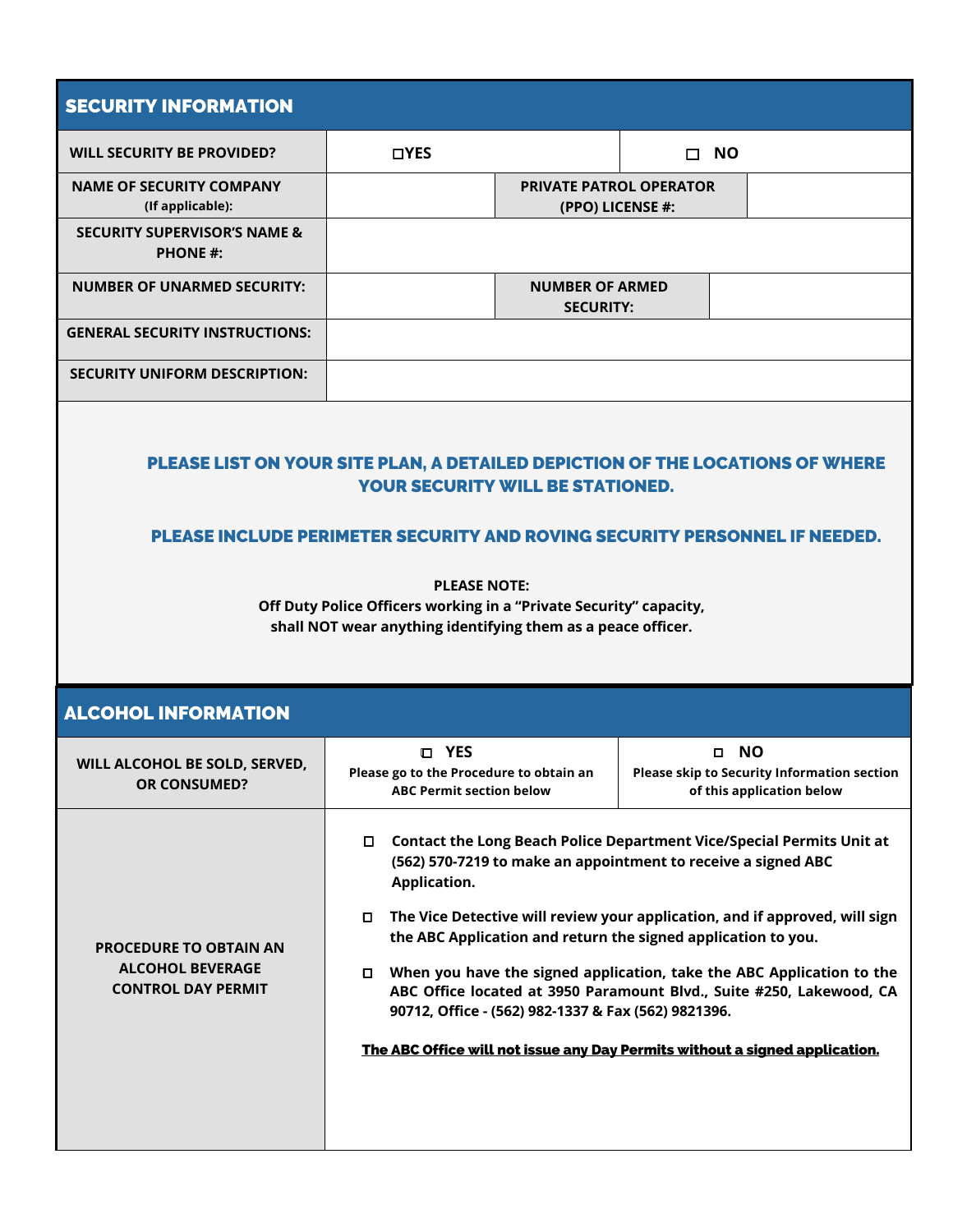## SECURITY INFORMATION

| WILL SECURITY BE PROVIDED? | ☐YES | | ☐ NO |
|---|---|---|---|
| NAME OF SECURITY COMPANY (If applicable): | | PRIVATE PATROL OPERATOR (PPO) LICENSE #: | |
| SECURITY SUPERVISOR'S NAME & PHONE #: | | | |
| NUMBER OF UNARMED SECURITY: | | NUMBER OF ARMED SECURITY: | |
| GENERAL SECURITY INSTRUCTIONS: | | | |
| SECURITY UNIFORM DESCRIPTION: | | | |

**PLEASE LIST ON YOUR SITE PLAN, A DETAILED DEPICTION OF THE LOCATIONS OF WHERE YOUR SECURITY WILL BE STATIONED.**

**PLEASE INCLUDE PERIMETER SECURITY AND ROVING SECURITY PERSONNEL IF NEEDED.**

**PLEASE NOTE:**
**Off Duty Police Officers working in a "Private Security" capacity, shall NOT wear anything identifying them as a peace officer.**

## ALCOHOL INFORMATION

| WILL ALCOHOL BE SOLD, SERVED, OR CONSUMED? | ☐ YES<br>Please go to the Procedure to obtain an ABC Permit section below | ☐ NO<br>Please skip to Security Information section of this application below |
|---|---|---|
| PROCEDURE TO OBTAIN AN ALCOHOL BEVERAGE CONTROL DAY PERMIT | ☐ Contact the Long Beach Police Department Vice/Special Permits Unit at (562) 570-7219 to make an appointment to receive a signed ABC Application.<br><br>☐ The Vice Detective will review your application, and if approved, will sign the ABC Application and return the signed application to you.<br><br>☐ When you have the signed application, take the ABC Application to the ABC Office located at 3950 Paramount Blvd., Suite #250, Lakewood, CA 90712, Office - (562) 982-1337 & Fax (562) 9821396.<br><br>**<u>The ABC Office will not issue any Day Permits without a signed application.</u>** | |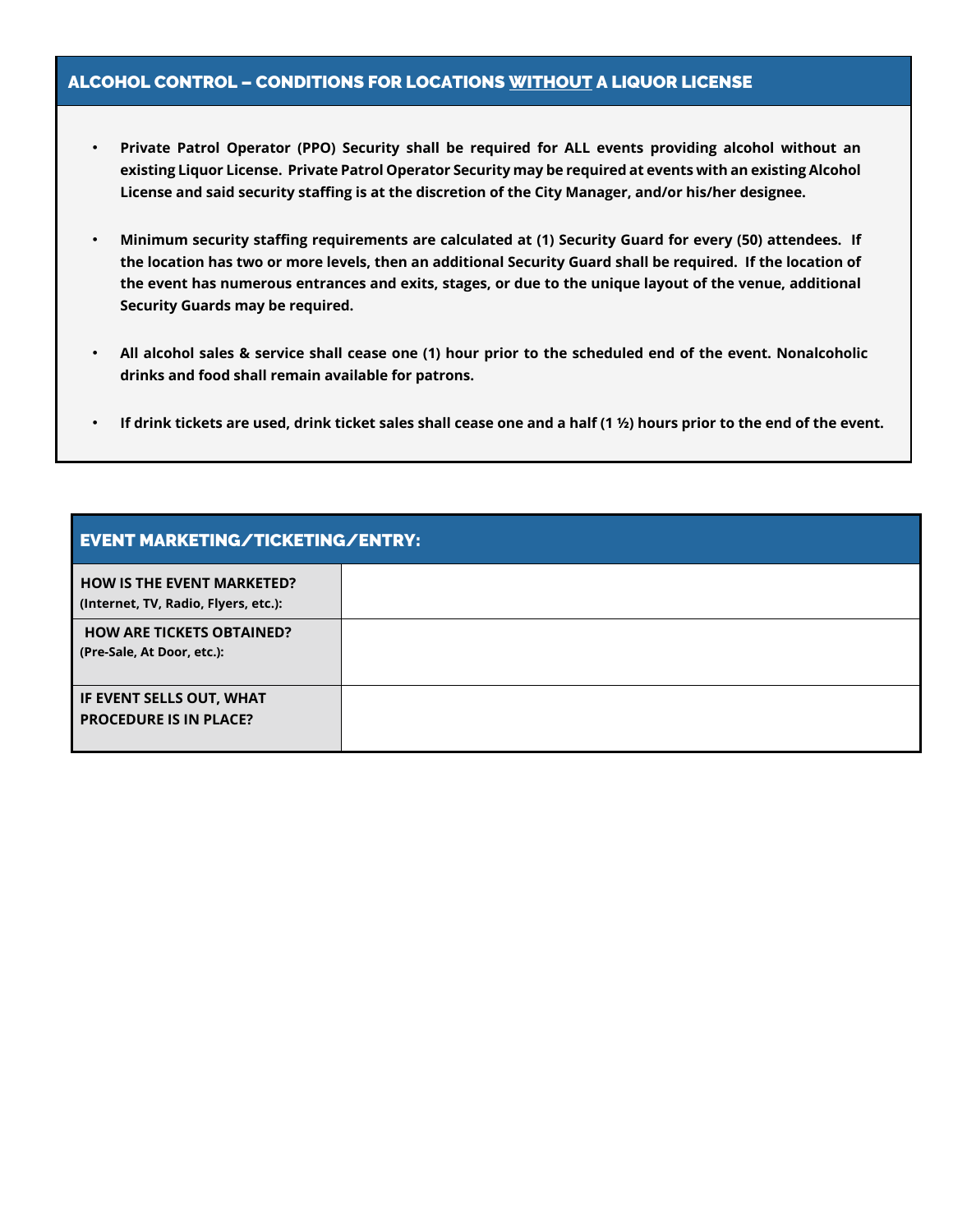## ALCOHOL CONTROL – CONDITIONS FOR LOCATIONS WITHOUT A LIQUOR LICENSE

- **Private Patrol Operator (PPO) Security shall be required for ALL events providing alcohol without an existing Liquor License. Private Patrol Operator Security may be required at events with an existing Alcohol License and said security staffing is at the discretion of the City Manager, and/or his/her designee.**

- **Minimum security staffing requirements are calculated at (1) Security Guard for every (50) attendees. If the location has two or more levels, then an additional Security Guard shall be required. If the location of the event has numerous entrances and exits, stages, or due to the unique layout of the venue, additional Security Guards may be required.**

- **All alcohol sales & service shall cease one (1) hour prior to the scheduled end of the event. Nonalcoholic drinks and food shall remain available for patrons.**

- **If drink tickets are used, drink ticket sales shall cease one and a half (1 ½) hours prior to the end of the event.**

## EVENT MARKETING/TICKETING/ENTRY:

| | |
|---|---|
| **HOW IS THE EVENT MARKETED?** (Internet, TV, Radio, Flyers, etc.): | |
| **HOW ARE TICKETS OBTAINED?** (Pre-Sale, At Door, etc.): | |
| **IF EVENT SELLS OUT, WHAT PROCEDURE IS IN PLACE?** | |